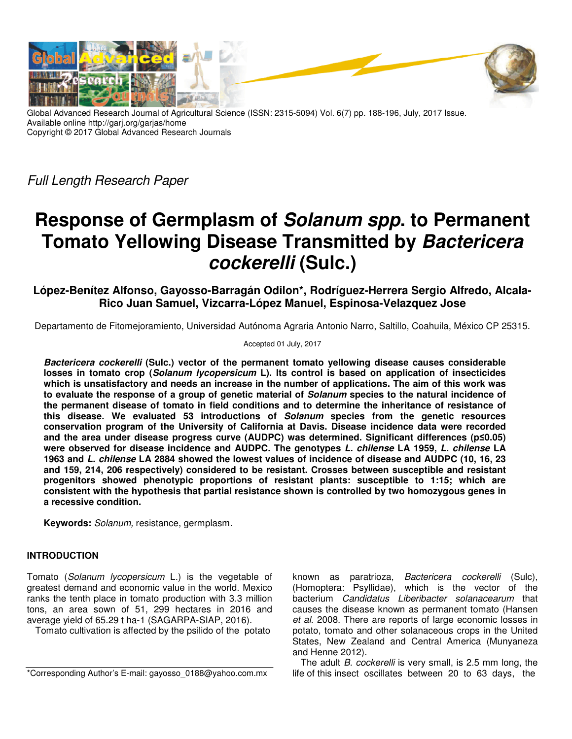Global Advanced Research Journal of Agricultural Science (ISSN: 2315-5094) Vol. 6(7) pp. 188-196, July, 2017 Issue.
Available online http://garj.org/garjas/home
Copyright © 2017 Global Advanced Research Journals

*Full Length Research Paper*

# Response of Germplasm of *Solanum spp*. to Permanent Tomato Yellowing Disease Transmitted by *Bactericera cockerelli* (Sulc.)

**López-Benítez Alfonso, Gayosso-Barragán Odilon*, Rodríguez-Herrera Sergio Alfredo, Alcala-Rico Juan Samuel, Vizcarra-López Manuel, Espinosa-Velazquez Jose**

Departamento de Fitomejoramiento, Universidad Autónoma Agraria Antonio Narro, Saltillo, Coahuila, México CP 25315.

Accepted 01 July, 2017

***Bactericera cockerelli* (Sulc.) vector of the permanent tomato yellowing disease causes considerable losses in tomato crop (*Solanum lycopersicum* L). Its control is based on application of insecticides which is unsatisfactory and needs an increase in the number of applications. The aim of this work was to evaluate the response of a group of genetic material of *Solanum* species to the natural incidence of the permanent disease of tomato in field conditions and to determine the inheritance of resistance of this disease. We evaluated 53 introductions of *Solanum* species from the genetic resources conservation program of the University of California at Davis. Disease incidence data were recorded and the area under disease progress curve (AUDPC) was determined. Significant differences ($p \leq 0.05$) were observed for disease incidence and AUDPC. The genotypes *L. chilense* LA 1959, *L. chilense* LA 1963 and *L. chilense* LA 2884 showed the lowest values of incidence of disease and AUDPC (10, 16, 23 and 159, 214, 206 respectively) considered to be resistant. Crosses between susceptible and resistant progenitors showed phenotypic proportions of resistant plants: susceptible to 1:15; which are consistent with the hypothesis that partial resistance shown is controlled by two homozygous genes in a recessive condition.**

**Keywords:** *Solanum,* resistance, germplasm.

## INTRODUCTION

Tomato (*Solanum lycopersicum* L.) is the vegetable of greatest demand and economic value in the world. Mexico ranks the tenth place in tomato production with 3.3 million tons, an area sown of 51, 299 hectares in 2016 and average yield of 65.29 t ha-1 (SAGARPA-SIAP, 2016).

Tomato cultivation is affected by the psilido of the potato known as paratrioza, *Bactericera cockerelli* (Sulc), (Homoptera: Psyllidae), which is the vector of the bacterium *Candidatus Liberibacter solanacearum* that causes the disease known as permanent tomato (Hansen *et al*. 2008. There are reports of large economic losses in potato, tomato and other solanaceous crops in the United States, New Zealand and Central America (Munyaneza and Henne 2012).

The adult *B. cockerelli* is very small, is 2.5 mm long, the life of this insect oscillates between 20 to 63 days, the

*Corresponding Author's E-mail: gayosso_0188@yahoo.com.mx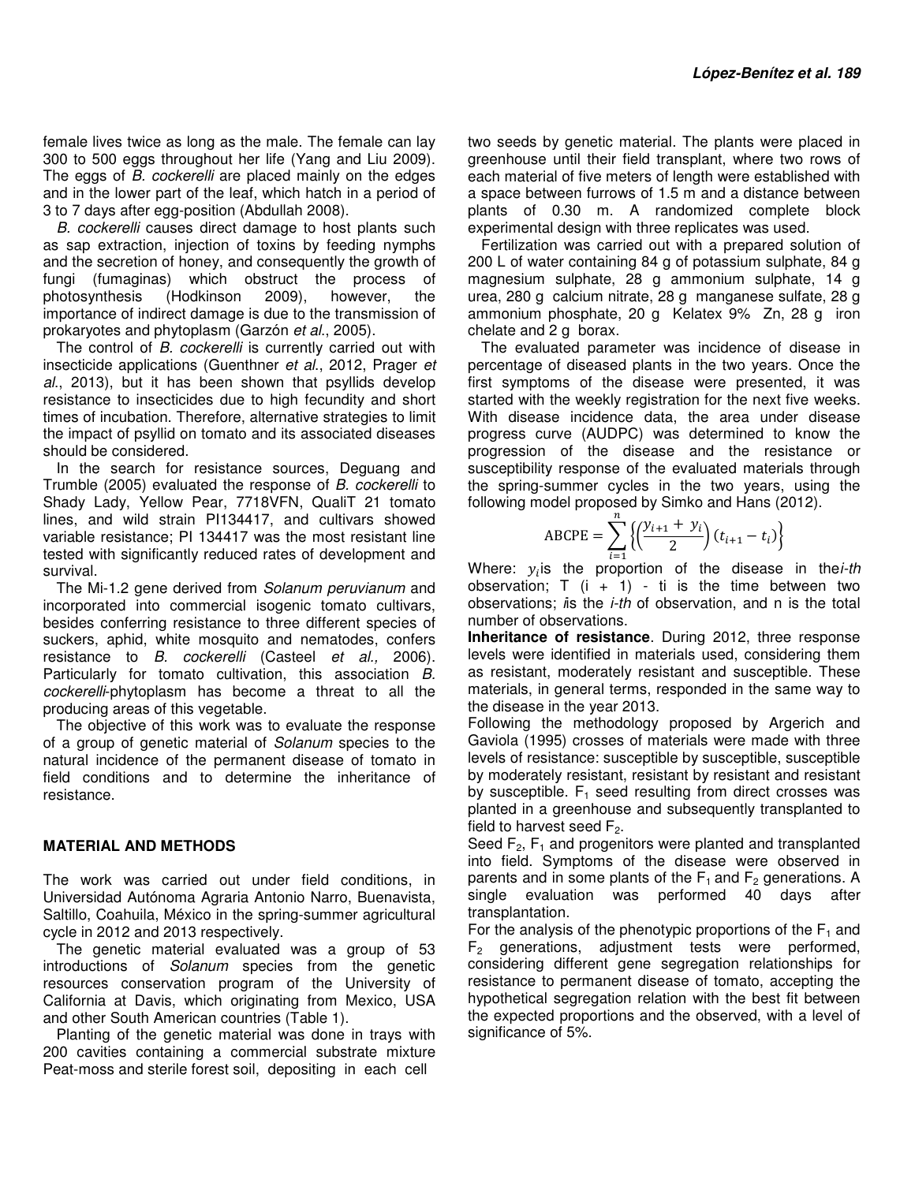female lives twice as long as the male. The female can lay 300 to 500 eggs throughout her life (Yang and Liu 2009). The eggs of *B. cockerelli* are placed mainly on the edges and in the lower part of the leaf, which hatch in a period of 3 to 7 days after egg-position (Abdullah 2008).

*B. cockerelli* causes direct damage to host plants such as sap extraction, injection of toxins by feeding nymphs and the secretion of honey, and consequently the growth of fungi (fumaginas) which obstruct the process of photosynthesis (Hodkinson 2009), however, the importance of indirect damage is due to the transmission of prokaryotes and phytoplasm (Garzón *et al*., 2005).

The control of *B. cockerelli* is currently carried out with insecticide applications (Guenthner *et al*., 2012, Prager *et al*., 2013), but it has been shown that psyllids develop resistance to insecticides due to high fecundity and short times of incubation. Therefore, alternative strategies to limit the impact of psyllid on tomato and its associated diseases should be considered.

In the search for resistance sources, Deguang and Trumble (2005) evaluated the response of *B. cockerelli* to Shady Lady, Yellow Pear, 7718VFN, QualiT 21 tomato lines, and wild strain PI134417, and cultivars showed variable resistance; PI 134417 was the most resistant line tested with significantly reduced rates of development and survival.

The Mi-1.2 gene derived from *Solanum peruvianum* and incorporated into commercial isogenic tomato cultivars, besides conferring resistance to three different species of suckers, aphid, white mosquito and nematodes, confers resistance to *B. cockerelli* (Casteel *et al.,* 2006). Particularly for tomato cultivation, this association *B. cockerelli*-phytoplasm has become a threat to all the producing areas of this vegetable.

The objective of this work was to evaluate the response of a group of genetic material of *Solanum* species to the natural incidence of the permanent disease of tomato in field conditions and to determine the inheritance of resistance.

## MATERIAL AND METHODS

The work was carried out under field conditions, in Universidad Autónoma Agraria Antonio Narro, Buenavista, Saltillo, Coahuila, México in the spring-summer agricultural cycle in 2012 and 2013 respectively.

The genetic material evaluated was a group of 53 introductions of *Solanum* species from the genetic resources conservation program of the University of California at Davis, which originating from Mexico, USA and other South American countries (Table 1).

Planting of the genetic material was done in trays with 200 cavities containing a commercial substrate mixture Peat-moss and sterile forest soil, depositing in each cell two seeds by genetic material. The plants were placed in greenhouse until their field transplant, where two rows of each material of five meters of length were established with a space between furrows of 1.5 m and a distance between plants of 0.30 m. A randomized complete block experimental design with three replicates was used.

Fertilization was carried out with a prepared solution of 200 L of water containing 84 g of potassium sulphate, 84 g magnesium sulphate, 28 g ammonium sulphate, 14 g urea, 280 g calcium nitrate, 28 g manganese sulfate, 28 g ammonium phosphate, 20 g Kelatex 9% Zn, 28 g iron chelate and 2 g borax.

The evaluated parameter was incidence of disease in percentage of diseased plants in the two years. Once the first symptoms of the disease were presented, it was started with the weekly registration for the next five weeks. With disease incidence data, the area under disease progress curve (AUDPC) was determined to know the progression of the disease and the resistance or susceptibility response of the evaluated materials through the spring-summer cycles in the two years, using the following model proposed by Simko and Hans (2012).

$$\text{ABCPE} = \sum_{i=1}^{n} \left\{ \left( \frac{y_{i+1} + y_i}{2} \right) (t_{i+1} - t_i) \right\}$$

Where: $y_i$ is the proportion of the disease in the *i-th* observation; T (i + 1) - ti is the time between two observations; *i* is the *i-th* of observation, and n is the total number of observations.

**Inheritance of resistance**. During 2012, three response levels were identified in materials used, considering them as resistant, moderately resistant and susceptible. These materials, in general terms, responded in the same way to the disease in the year 2013.

Following the methodology proposed by Argerich and Gaviola (1995) crosses of materials were made with three levels of resistance: susceptible by susceptible, susceptible by moderately resistant, resistant by resistant and resistant by susceptible. $F_1$ seed resulting from direct crosses was planted in a greenhouse and subsequently transplanted to field to harvest seed $F_2$.

Seed $F_2$, $F_1$ and progenitors were planted and transplanted into field. Symptoms of the disease were observed in parents and in some plants of the $F_1$ and $F_2$ generations. A single evaluation was performed 40 days after transplantation.

For the analysis of the phenotypic proportions of the $F_1$ and $F_2$ generations, adjustment tests were performed, considering different gene segregation relationships for resistance to permanent disease of tomato, accepting the hypothetical segregation relation with the best fit between the expected proportions and the observed, with a level of significance of 5%.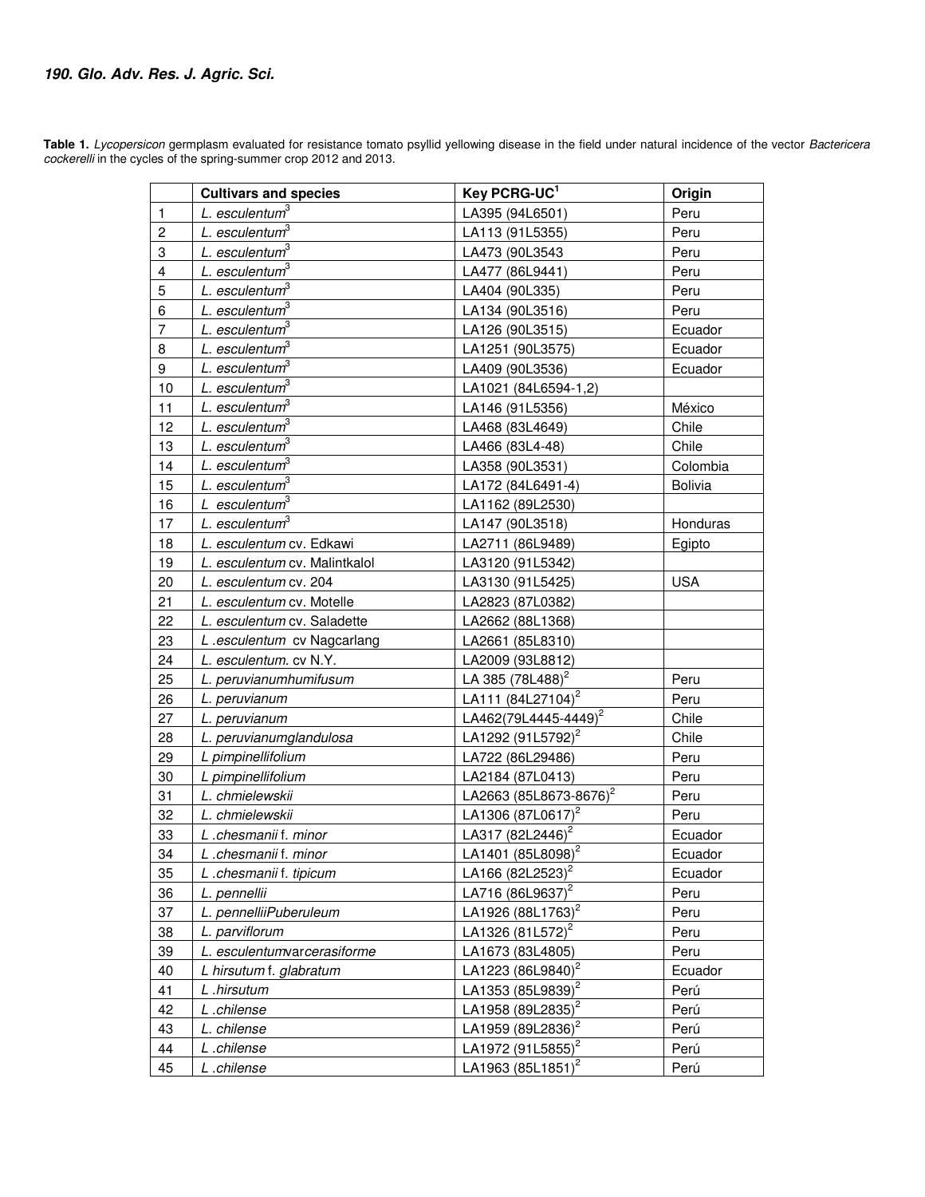**Table 1.** *Lycopersicon* germplasm evaluated for resistance tomato psyllid yellowing disease in the field under natural incidence of the vector *Bactericera cockerelli* in the cycles of the spring-summer crop 2012 and 2013.

| | Cultivars and species | Key PCRG-UC[1] | Origin |
|---|---|---|---|
| 1 | *L. esculentum*[3] | LA395 (94L6501) | Peru |
| 2 | *L. esculentum*[3] | LA113 (91L5355) | Peru |
| 3 | *L. esculentum*[3] | LA473 (90L3543 | Peru |
| 4 | *L. esculentum*[3] | LA477 (86L9441) | Peru |
| 5 | *L. esculentum*[3] | LA404 (90L335) | Peru |
| 6 | *L. esculentum*[3] | LA134 (90L3516) | Peru |
| 7 | *L. esculentum*[3] | LA126 (90L3515) | Ecuador |
| 8 | *L. esculentum*[3] | LA1251 (90L3575) | Ecuador |
| 9 | *L. esculentum*[3] | LA409 (90L3536) | Ecuador |
| 10 | *L. esculentum*[3] | LA1021 (84L6594-1,2) | |
| 11 | *L. esculentum*[3] | LA146 (91L5356) | México |
| 12 | *L. esculentum*[3] | LA468 (83L4649) | Chile |
| 13 | *L. esculentum*[3] | LA466 (83L4-48) | Chile |
| 14 | *L. esculentum*[3] | LA358 (90L3531) | Colombia |
| 15 | *L. esculentum*[3] | LA172 (84L6491-4) | Bolivia |
| 16 | *L esculentum*[3] | LA1162 (89L2530) | |
| 17 | *L. esculentum*[3] | LA147 (90L3518) | Honduras |
| 18 | *L. esculentum* cv. Edkawi | LA2711 (86L9489) | Egipto |
| 19 | *L. esculentum* cv. Malintkalol | LA3120 (91L5342) | |
| 20 | *L. esculentum* cv. 204 | LA3130 (91L5425) | USA |
| 21 | *L. esculentum* cv. Motelle | LA2823 (87L0382) | |
| 22 | *L. esculentum* cv. Saladette | LA2662 (88L1368) | |
| 23 | *L .esculentum* cv Nagcarlang | LA2661 (85L8310) | |
| 24 | *L. esculentum.* cv N.Y. | LA2009 (93L8812) | |
| 25 | *L. peruvianumhumifusum* | LA 385 (78L488)[2] | Peru |
| 26 | *L. peruvianum* | LA111 (84L27104)[2] | Peru |
| 27 | *L. peruvianum* | LA462(79L4445-4449)[2] | Chile |
| 28 | *L. peruvianumglandulosa* | LA1292 (91L5792)[2] | Chile |
| 29 | *L pimpinellifolium* | LA722 (86L29486) | Peru |
| 30 | *L pimpinellifolium* | LA2184 (87L0413) | Peru |
| 31 | *L. chmielewskii* | LA2663 (85L8673-8676)[2] | Peru |
| 32 | *L. chmielewskii* | LA1306 (87L0617)[2] | Peru |
| 33 | *L .chesmanii* f. *minor* | LA317 (82L2446)[2] | Ecuador |
| 34 | *L .chesmanii* f. *minor* | LA1401 (85L8098)[2] | Ecuador |
| 35 | *L .chesmanii* f. *tipicum* | LA166 (82L2523)[2] | Ecuador |
| 36 | *L. pennellii* | LA716 (86L9637)[2] | Peru |
| 37 | *L. pennelliiPuberuleum* | LA1926 (88L1763)[2] | Peru |
| 38 | *L. parviflorum* | LA1326 (81L572)[2] | Peru |
| 39 | *L. esculentumvarcerasiforme* | LA1673 (83L4805) | Peru |
| 40 | *L hirsutum* f. *glabratum* | LA1223 (86L9840)[2] | Ecuador |
| 41 | *L .hirsutum* | LA1353 (85L9839)[2] | Perú |
| 42 | *L .chilense* | LA1958 (89L2835)[2] | Perú |
| 43 | *L. chilense* | LA1959 (89L2836)[2] | Perú |
| 44 | *L .chilense* | LA1972 (91L5855)[2] | Perú |
| 45 | *L .chilense* | LA1963 (85L1851)[2] | Perú |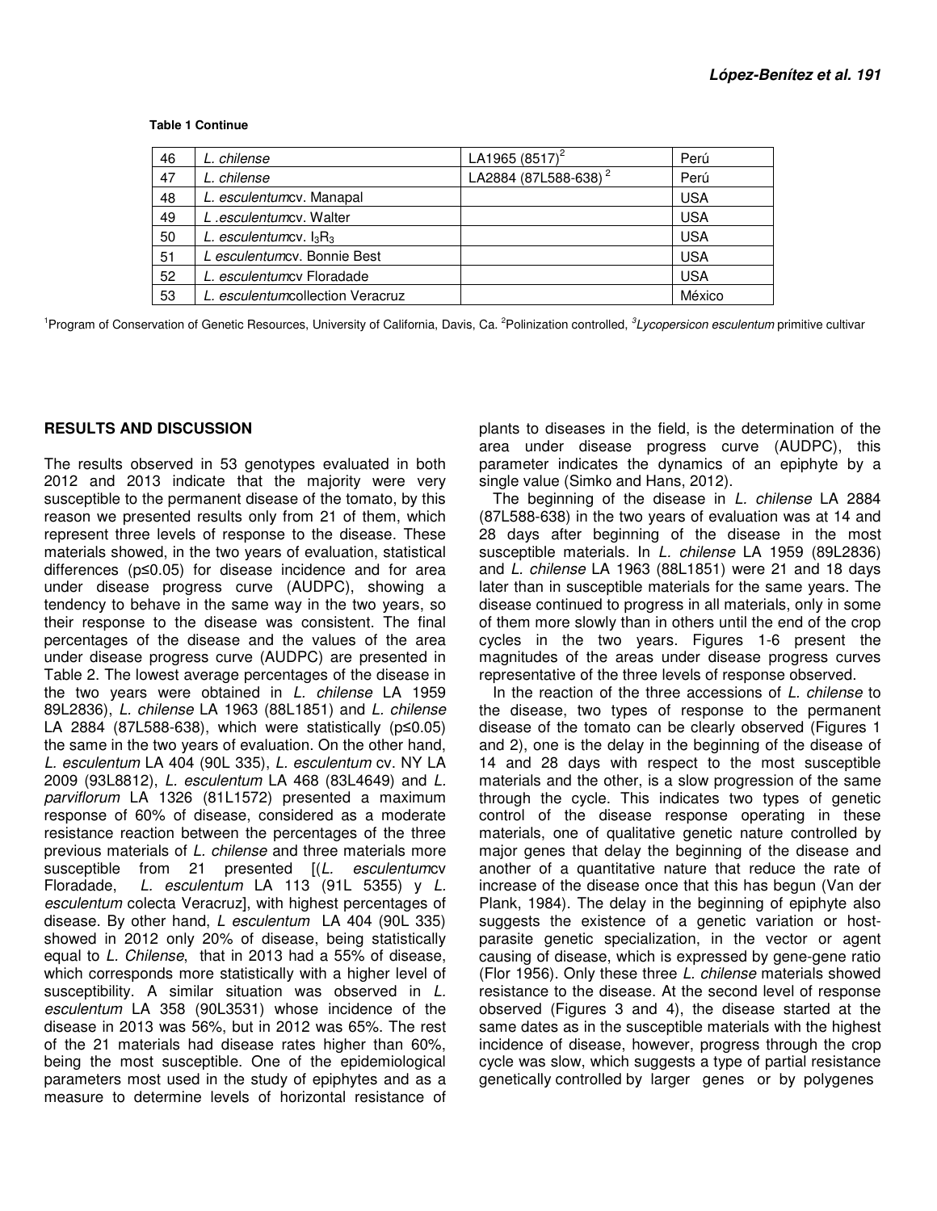**Table 1 Continue**

| | | | |
|---|---|---|---|
| 46 | *L. chilense* | LA1965 (8517)[2] | Perú |
| 47 | *L. chilense* | LA2884 (87L588-638) [2] | Perú |
| 48 | *L. esculentum*cv. Manapal | | USA |
| 49 | *L .esculentum*cv. Walter | | USA |
| 50 | *L. esculentum*cv. $I_3R_3$ | | USA |
| 51 | *L esculentum*cv. Bonnie Best | | USA |
| 52 | *L. esculentum*cv Floradade | | USA |
| 53 | *L. esculentum*collection Veracruz | | México |

[1]Program of Conservation of Genetic Resources, University of California, Davis, Ca. [2]Polinization controlled, [3]*Lycopersicon esculentum* primitive cultivar

## RESULTS AND DISCUSSION

The results observed in 53 genotypes evaluated in both 2012 and 2013 indicate that the majority were very susceptible to the permanent disease of the tomato, by this reason we presented results only from 21 of them, which represent three levels of response to the disease. These materials showed, in the two years of evaluation, statistical differences ($p \leq 0.05$) for disease incidence and for area under disease progress curve (AUDPC), showing a tendency to behave in the same way in the two years, so their response to the disease was consistent. The final percentages of the disease and the values of the area under disease progress curve (AUDPC) are presented in Table 2. The lowest average percentages of the disease in the two years were obtained in *L. chilense* LA 1959 89L2836), *L. chilense* LA 1963 (88L1851) and *L. chilense* LA 2884 (87L588-638), which were statistically ($p \leq 0.05$) the same in the two years of evaluation. On the other hand, *L. esculentum* LA 404 (90L 335), *L. esculentum* cv. NY LA 2009 (93L8812), *L. esculentum* LA 468 (83L4649) and *L. parviflorum* LA 1326 (81L1572) presented a maximum response of 60% of disease, considered as a moderate resistance reaction between the percentages of the three previous materials of *L. chilense* and three materials more susceptible from 21 presented [(*L. esculentum*cv Floradade, *L. esculentum* LA 113 (91L 5355) y *L. esculentum* colecta Veracruz], with highest percentages of disease. By other hand, *L esculentum* LA 404 (90L 335) showed in 2012 only 20% of disease, being statistically equal to *L. Chilense*, that in 2013 had a 55% of disease, which corresponds more statistically with a higher level of susceptibility. A similar situation was observed in *L. esculentum* LA 358 (90L3531) whose incidence of the disease in 2013 was 56%, but in 2012 was 65%. The rest of the 21 materials had disease rates higher than 60%, being the most susceptible. One of the epidemiological parameters most used in the study of epiphytes and as a measure to determine levels of horizontal resistance of plants to diseases in the field, is the determination of the area under disease progress curve (AUDPC), this parameter indicates the dynamics of an epiphyte by a single value (Simko and Hans, 2012).

The beginning of the disease in *L. chilense* LA 2884 (87L588-638) in the two years of evaluation was at 14 and 28 days after beginning of the disease in the most susceptible materials. In *L. chilense* LA 1959 (89L2836) and *L. chilense* LA 1963 (88L1851) were 21 and 18 days later than in susceptible materials for the same years. The disease continued to progress in all materials, only in some of them more slowly than in others until the end of the crop cycles in the two years. Figures 1-6 present the magnitudes of the areas under disease progress curves representative of the three levels of response observed.

In the reaction of the three accessions of *L. chilense* to the disease, two types of response to the permanent disease of the tomato can be clearly observed (Figures 1 and 2), one is the delay in the beginning of the disease of 14 and 28 days with respect to the most susceptible materials and the other, is a slow progression of the same through the cycle. This indicates two types of genetic control of the disease response operating in these materials, one of qualitative genetic nature controlled by major genes that delay the beginning of the disease and another of a quantitative nature that reduce the rate of increase of the disease once that this has begun (Van der Plank, 1984). The delay in the beginning of epiphyte also suggests the existence of a genetic variation or host-parasite genetic specialization, in the vector or agent causing of disease, which is expressed by gene-gene ratio (Flor 1956). Only these three *L. chilense* materials showed resistance to the disease. At the second level of response observed (Figures 3 and 4), the disease started at the same dates as in the susceptible materials with the highest incidence of disease, however, progress through the crop cycle was slow, which suggests a type of partial resistance genetically controlled by larger genes or by polygenes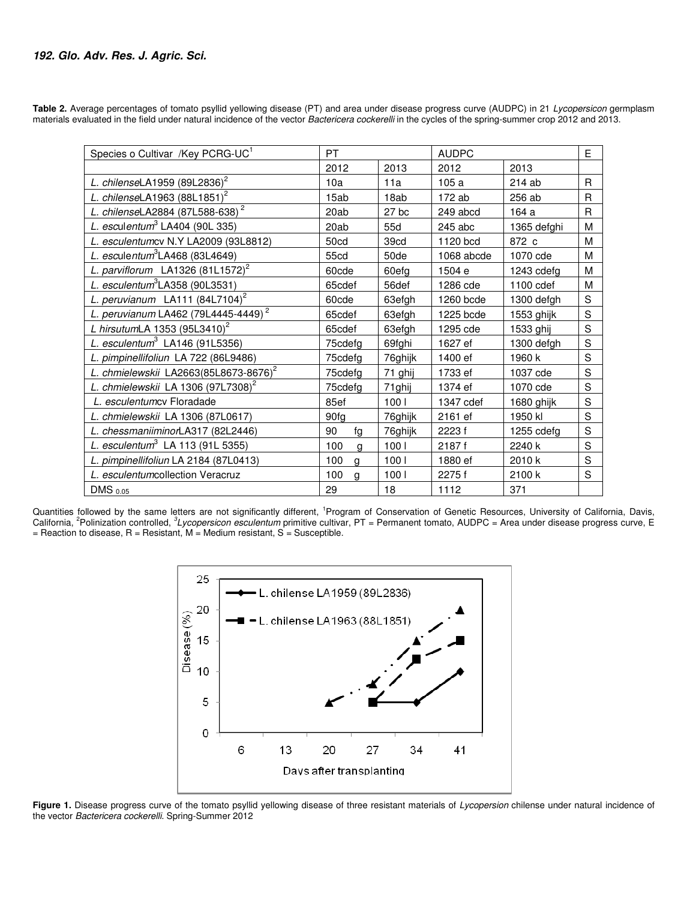**Table 2.** Average percentages of tomato psyllid yellowing disease (PT) and area under disease progress curve (AUDPC) in 21 *Lycopersicon* germplasm materials evaluated in the field under natural incidence of the vector *Bactericera cockerelli* in the cycles of the spring-summer crop 2012 and 2013.

| Species o Cultivar /Key PCRG-UC[1] | PT | | AUDPC | | E |
|---|---|---|---|---|---|
| | 2012 | 2013 | 2012 | 2013 | |
| *L. chilense*LA1959 (89L2836)[2] | 10a | 11a | 105 a | 214 ab | R |
| *L. chilense*LA1963 (88L1851)[2] | 15ab | 18ab | 172 ab | 256 ab | R |
| *L. chilense*LA2884 (87L588-638)[2] | 20ab | 27 bc | 249 abcd | 164 a | R |
| *L. esculentum*[3] LA404 (90L 335) | 20ab | 55d | 245 abc | 1365 defghi | M |
| *L. esculentum*cv N.Y LA2009 (93L8812) | 50cd | 39cd | 1120 bcd | 872 c | M |
| *L. esculentum*[3]LA468 (83L4649) | 55cd | 50de | 1068 abcde | 1070 cde | M |
| *L. parviflorum* LA1326 (81L1572)[2] | 60cde | 60efg | 1504 e | 1243 cdefg | M |
| *L. esculentum*[3]LA358 (90L3531) | 65cdef | 56def | 1286 cde | 1100 cdef | M |
| *L. peruvianum* LA111 (84L7104)[2] | 60cde | 63efgh | 1260 bcde | 1300 defgh | S |
| *L. peruvianum* LA462 (79L4445-4449)[2] | 65cdef | 63efgh | 1225 bcde | 1553 ghijk | S |
| *L hirsutum*LA 1353 (95L3410)[2] | 65cdef | 63efgh | 1295 cde | 1533 ghij | S |
| *L. esculentum*[3] LA146 (91L5356) | 75cdefg | 69fghi | 1627 ef | 1300 defgh | S |
| *L. pimpinellifoliun* LA 722 (86L9486) | 75cdefg | 76ghijk | 1400 ef | 1960 k | S |
| *L. chmielewskii* LA2663(85L8673-8676)[2] | 75cdefg | 71 ghij | 1733 ef | 1037 cde | S |
| *L. chmielewskii* LA 1306 (97L7308)[2] | 75cdefg | 71ghij | 1374 ef | 1070 cde | S |
| *L. esculentum*cv Floradade | 85ef | 100 l | 1347 cdef | 1680 ghijk | S |
| *L. chmielewskii* LA 1306 (87L0617) | 90fg | 76ghijk | 2161 ef | 1950 kl | S |
| *L. chessmaniiminor*LA317 (82L2446) | 90 fg | 76ghijk | 2223 f | 1255 cdefg | S |
| *L. esculentum*[3] LA 113 (91L 5355) | 100 g | 100 l | 2187 f | 2240 k | S |
| *L. pimpinellifoliun* LA 2184 (87L0413) | 100 g | 100 l | 1880 ef | 2010 k | S |
| *L. esculentum*collection Veracruz | 100 g | 100 l | 2275 f | 2100 k | S |
| DMS $_{0.05}$ | 29 | 18 | 1112 | 371 | |

Quantities followed by the same letters are not significantly different, [1]Program of Conservation of Genetic Resources, University of California, Davis, California, [2]Polinization controlled, [3]*Lycopersicon esculentum* primitive cultivar, PT = Permanent tomato, AUDPC = Area under disease progress curve, E = Reaction to disease, R = Resistant, M = Medium resistant, S = Susceptible.

**Figure 1.** Disease progress curve of the tomato psyllid yellowing disease of three resistant materials of *Lycopersion* chilense under natural incidence of the vector *Bactericera cockerelli*. Spring-Summer 2012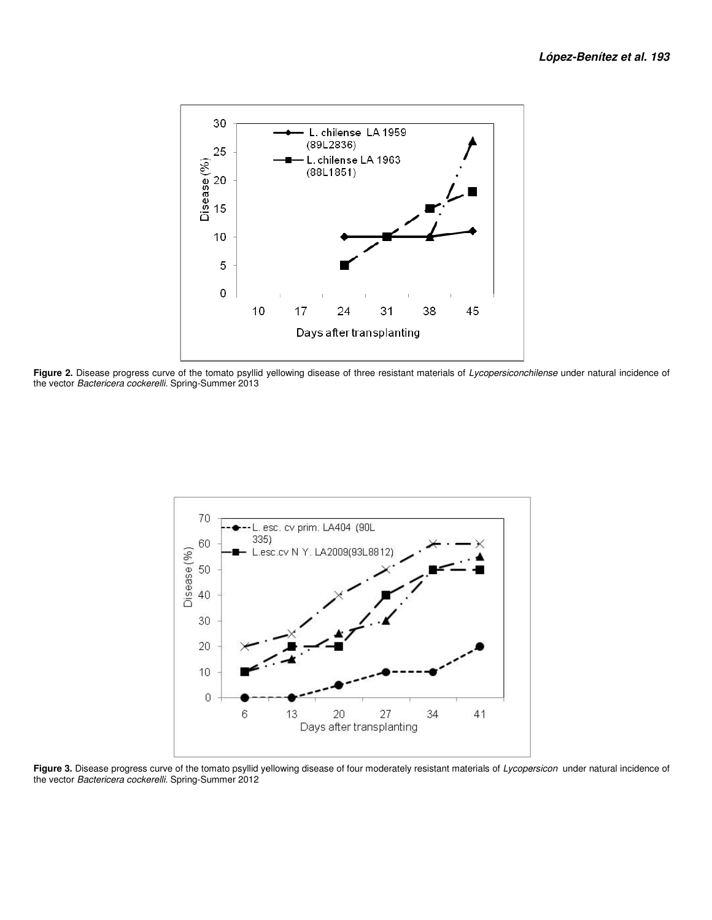**Figure 2.** Disease progress curve of the tomato psyllid yellowing disease of three resistant materials of *Lycopersiconchilense* under natural incidence of the vector *Bactericera cockerelli*. Spring-Summer 2013

**Figure 3.** Disease progress curve of the tomato psyllid yellowing disease of four moderately resistant materials of *Lycopersicon* under natural incidence of the vector *Bactericera cockerelli*. Spring-Summer 2012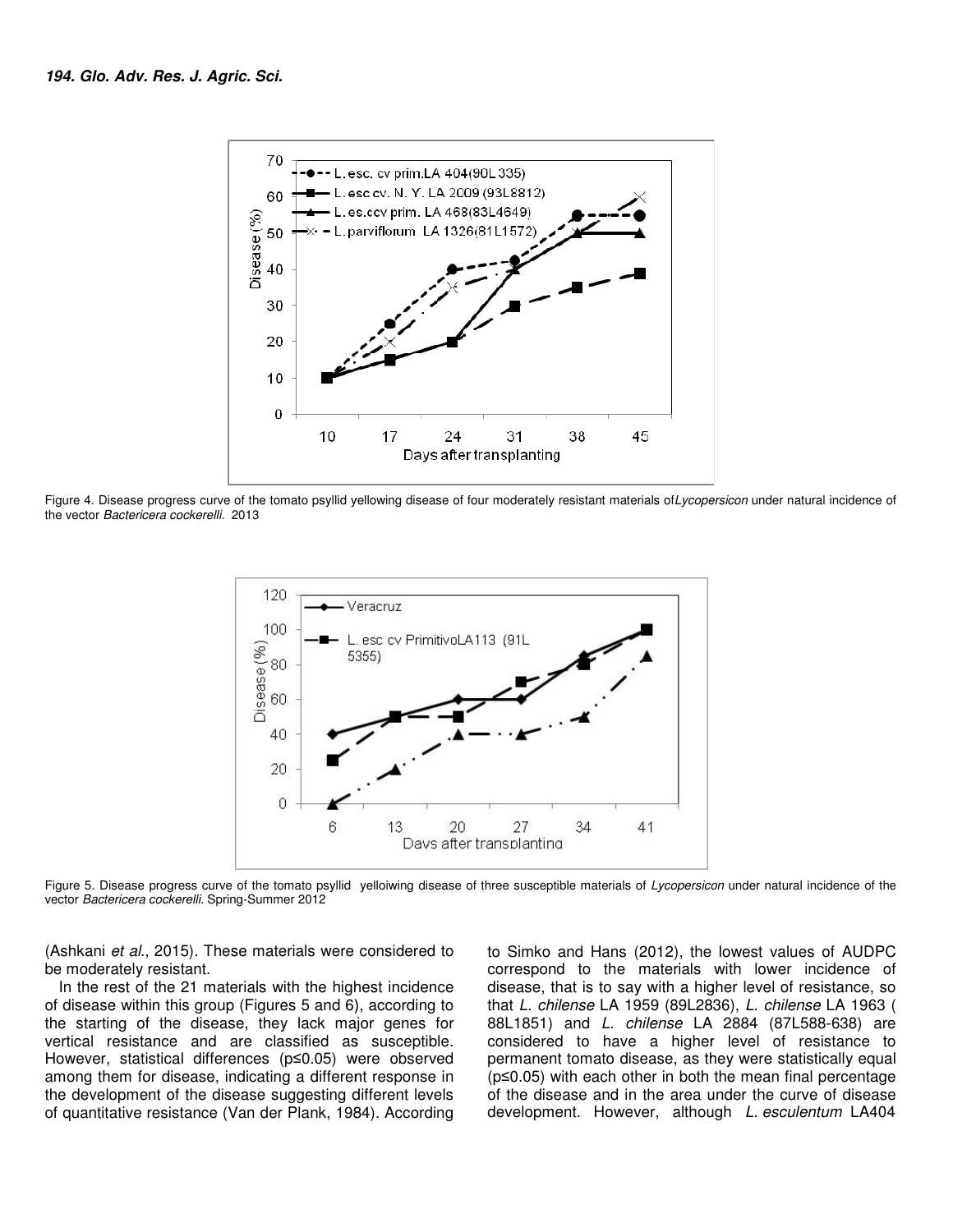Figure 4. Disease progress curve of the tomato psyllid yellowing disease of four moderately resistant materials of*Lycopersicon* under natural incidence of the vector *Bactericera cockerelli*. 2013

Figure 5. Disease progress curve of the tomato psyllid yelloiwing disease of three susceptible materials of *Lycopersicon* under natural incidence of the vector *Bactericera cockerelli*. Spring-Summer 2012

(Ashkani *et al*., 2015). These materials were considered to be moderately resistant.

In the rest of the 21 materials with the highest incidence of disease within this group (Figures 5 and 6), according to the starting of the disease, they lack major genes for vertical resistance and are classified as susceptible. However, statistical differences ($p \leq 0.05$) were observed among them for disease, indicating a different response in the development of the disease suggesting different levels of quantitative resistance (Van der Plank, 1984). According to Simko and Hans (2012), the lowest values of AUDPC correspond to the materials with lower incidence of disease, that is to say with a higher level of resistance, so that *L. chilense* LA 1959 (89L2836), *L. chilense* LA 1963 ( 88L1851) and *L. chilense* LA 2884 (87L588-638) are considered to have a higher level of resistance to permanent tomato disease, as they were statistically equal ($p \leq 0.05$) with each other in both the mean final percentage of the disease and in the area under the curve of disease development. However, although *L. esculentum* LA404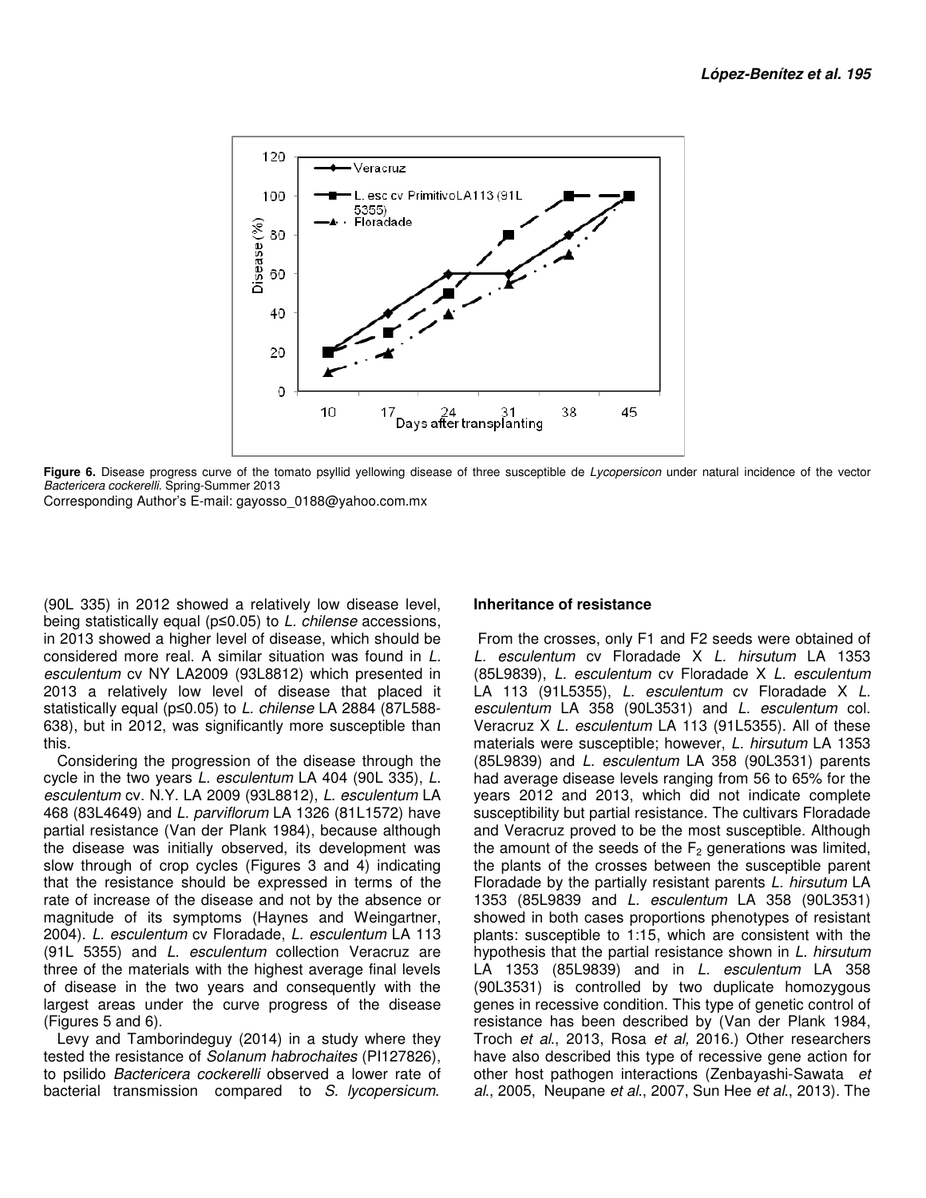**Figure 6.** Disease progress curve of the tomato psyllid yellowing disease of three susceptible de *Lycopersicon* under natural incidence of the vector *Bactericera cockerelli*. Spring-Summer 2013

Corresponding Author's E-mail: gayosso_0188@yahoo.com.mx

(90L 335) in 2012 showed a relatively low disease level, being statistically equal (p≤0.05) to *L. chilense* accessions, in 2013 showed a higher level of disease, which should be considered more real. A similar situation was found in *L. esculentum* cv NY LA2009 (93L8812) which presented in 2013 a relatively low level of disease that placed it statistically equal (p≤0.05) to *L. chilense* LA 2884 (87L588-638), but in 2012, was significantly more susceptible than this.

Considering the progression of the disease through the cycle in the two years *L. esculentum* LA 404 (90L 335), *L. esculentum* cv. N.Y. LA 2009 (93L8812), *L. esculentum* LA 468 (83L4649) and *L. parviflorum* LA 1326 (81L1572) have partial resistance (Van der Plank 1984), because although the disease was initially observed, its development was slow through of crop cycles (Figures 3 and 4) indicating that the resistance should be expressed in terms of the rate of increase of the disease and not by the absence or magnitude of its symptoms (Haynes and Weingartner, 2004). *L. esculentum* cv Floradade, *L. esculentum* LA 113 (91L 5355) and *L. esculentum* collection Veracruz are three of the materials with the highest average final levels of disease in the two years and consequently with the largest areas under the curve progress of the disease (Figures 5 and 6).

Levy and Tamborindeguy (2014) in a study where they tested the resistance of *Solanum habrochaites* (PI127826), to psilido *Bactericera cockerelli* observed a lower rate of bacterial transmission compared to *S. lycopersicum.*

**Inheritance of resistance**

From the crosses, only F1 and F2 seeds were obtained of *L. esculentum* cv Floradade X *L. hirsutum* LA 1353 (85L9839), *L. esculentum* cv Floradade X *L. esculentum* LA 113 (91L5355), *L. esculentum* cv Floradade X *L. esculentum* LA 358 (90L3531) and *L. esculentum* col. Veracruz X *L. esculentum* LA 113 (91L5355). All of these materials were susceptible; however, *L. hirsutum* LA 1353 (85L9839) and *L. esculentum* LA 358 (90L3531) parents had average disease levels ranging from 56 to 65% for the years 2012 and 2013, which did not indicate complete susceptibility but partial resistance. The cultivars Floradade and Veracruz proved to be the most susceptible. Although the amount of the seeds of the $F_2$ generations was limited, the plants of the crosses between the susceptible parent Floradade by the partially resistant parents *L. hirsutum* LA 1353 (85L9839 and *L. esculentum* LA 358 (90L3531) showed in both cases proportions phenotypes of resistant plants: susceptible to 1:15, which are consistent with the hypothesis that the partial resistance shown in *L. hirsutum* LA 1353 (85L9839) and in *L. esculentum* LA 358 (90L3531) is controlled by two duplicate homozygous genes in recessive condition. This type of genetic control of resistance has been described by (Van der Plank 1984, Troch *et al.*, 2013, Rosa *et al,* 2016.) Other researchers have also described this type of recessive gene action for other host pathogen interactions (Zenbayashi-Sawata *et al.*, 2005, Neupane *et al.*, 2007, Sun Hee *et al.*, 2013). The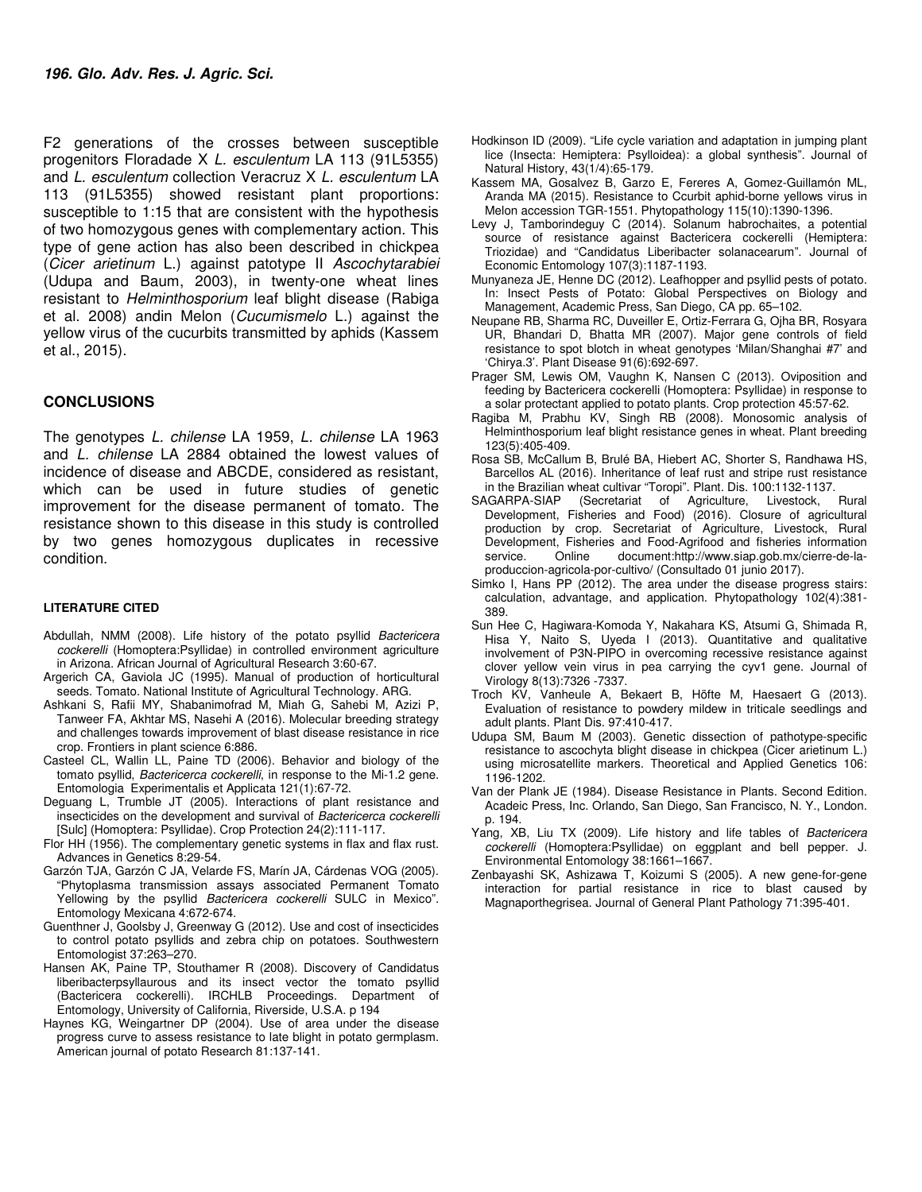F2 generations of the crosses between susceptible progenitors Floradade X *L. esculentum* LA 113 (91L5355) and *L. esculentum* collection Veracruz X *L. esculentum* LA 113 (91L5355) showed resistant plant proportions: susceptible to 1:15 that are consistent with the hypothesis of two homozygous genes with complementary action. This type of gene action has also been described in chickpea (*Cicer arietinum* L.) against patotype II *Ascochytarabiei* (Udupa and Baum, 2003), in twenty-one wheat lines resistant to *Helminthosporium* leaf blight disease (Rabiga et al. 2008) andin Melon (*Cucumismelo* L.) against the yellow virus of the cucurbits transmitted by aphids (Kassem et al., 2015).

## CONCLUSIONS

The genotypes *L. chilense* LA 1959, *L. chilense* LA 1963 and *L. chilense* LA 2884 obtained the lowest values of incidence of disease and ABCDE, considered as resistant, which can be used in future studies of genetic improvement for the disease permanent of tomato. The resistance shown to this disease in this study is controlled by two genes homozygous duplicates in recessive condition.

### LITERATURE CITED

Abdullah, NMM (2008). Life history of the potato psyllid *Bactericera cockerelli* (Homoptera:Psyllidae) in controlled environment agriculture in Arizona. African Journal of Agricultural Research 3:60-67.

Argerich CA, Gaviola JC (1995). Manual of production of horticultural seeds. Tomato. National Institute of Agricultural Technology. ARG.

Ashkani S, Rafii MY, Shabanimofrad M, Miah G, Sahebi M, Azizi P, Tanweer FA, Akhtar MS, Nasehi A (2016). Molecular breeding strategy and challenges towards improvement of blast disease resistance in rice crop. Frontiers in plant science 6:886.

Casteel CL, Wallin LL, Paine TD (2006). Behavior and biology of the tomato psyllid, *Bactericerca cockerelli*, in response to the Mi-1.2 gene. Entomologia Experimentalis et Applicata 121(1):67-72.

Deguang L, Trumble JT (2005). Interactions of plant resistance and insecticides on the development and survival of *Bactericerca cockerelli* [Sulc] (Homoptera: Psyllidae). Crop Protection 24(2):111-117.

Flor HH (1956). The complementary genetic systems in flax and flax rust. Advances in Genetics 8:29-54.

Garzón TJA, Garzón C JA, Velarde FS, Marín JA, Cárdenas VOG (2005). "Phytoplasma transmission assays associated Permanent Tomato Yellowing by the psyllid *Bactericera cockerelli* SULC in Mexico". Entomology Mexicana 4:672-674.

Guenthner J, Goolsby J, Greenway G (2012). Use and cost of insecticides to control potato psyllids and zebra chip on potatoes. Southwestern Entomologist 37:263–270.

Hansen AK, Paine TP, Stouthamer R (2008). Discovery of Candidatus liberibacterpsyllaurous and its insect vector the tomato psyllid (Bactericera cockerelli). IRCHLB Proceedings. Department of Entomology, University of California, Riverside, U.S.A. p 194

Haynes KG, Weingartner DP (2004). Use of area under the disease progress curve to assess resistance to late blight in potato germplasm. American journal of potato Research 81:137-141.

Hodkinson ID (2009). "Life cycle variation and adaptation in jumping plant lice (Insecta: Hemiptera: Psylloidea): a global synthesis". Journal of Natural History, 43(1/4):65-179.

Kassem MA, Gosalvez B, Garzo E, Fereres A, Gomez-Guillamón ML, Aranda MA (2015). Resistance to Ccurbit aphid-borne yellows virus in Melon accession TGR-1551. Phytopathology 115(10):1390-1396.

Levy J, Tamborindeguy C (2014). Solanum habrochaites, a potential source of resistance against Bactericera cockerelli (Hemiptera: Triozidae) and "Candidatus Liberibacter solanacearum". Journal of Economic Entomology 107(3):1187-1193.

Munyaneza JE, Henne DC (2012). Leafhopper and psyllid pests of potato. In: Insect Pests of Potato: Global Perspectives on Biology and Management, Academic Press, San Diego, CA pp. 65–102.

Neupane RB, Sharma RC, Duveiller E, Ortiz-Ferrara G, Ojha BR, Rosyara UR, Bhandari D, Bhatta MR (2007). Major gene controls of field resistance to spot blotch in wheat genotypes 'Milan/Shanghai #7' and 'Chirya.3'. Plant Disease 91(6):692-697.

Prager SM, Lewis OM, Vaughn K, Nansen C (2013). Oviposition and feeding by Bactericera cockerelli (Homoptera: Psyllidae) in response to a solar protectant applied to potato plants. Crop protection 45:57-62.

Ragiba M, Prabhu KV, Singh RB (2008). Monosomic analysis of Helminthosporium leaf blight resistance genes in wheat. Plant breeding 123(5):405-409.

Rosa SB, McCallum B, Brulé BA, Hiebert AC, Shorter S, Randhawa HS, Barcellos AL (2016). Inheritance of leaf rust and stripe rust resistance in the Brazilian wheat cultivar "Toropi". Plant. Dis. 100:1132-1137.

SAGARPA-SIAP (Secretariat of Agriculture, Livestock, Rural Development, Fisheries and Food) (2016). Closure of agricultural production by crop. Secretariat of Agriculture, Livestock, Rural Development, Fisheries and Food-Agrifood and fisheries information service. Online document:http://www.siap.gob.mx/cierre-de-la-produccion-agricola-por-cultivo/ (Consultado 01 junio 2017).

Simko I, Hans PP (2012). The area under the disease progress stairs: calculation, advantage, and application. Phytopathology 102(4):381-389.

Sun Hee C, Hagiwara-Komoda Y, Nakahara KS, Atsumi G, Shimada R, Hisa Y, Naito S, Uyeda I (2013). Quantitative and qualitative involvement of P3N-PIPO in overcoming recessive resistance against clover yellow vein virus in pea carrying the cyv1 gene. Journal of Virology 8(13):7326 -7337.

Troch KV, Vanheule A, Bekaert B, Höfte M, Haesaert G (2013). Evaluation of resistance to powdery mildew in triticale seedlings and adult plants. Plant Dis. 97:410-417.

Udupa SM, Baum M (2003). Genetic dissection of pathotype-specific resistance to ascochyta blight disease in chickpea (Cicer arietinum L.) using microsatellite markers. Theoretical and Applied Genetics 106: 1196-1202.

Van der Plank JE (1984). Disease Resistance in Plants. Second Edition. Acadeic Press, Inc. Orlando, San Diego, San Francisco, N. Y., London. p. 194.

Yang, XB, Liu TX (2009). Life history and life tables of *Bactericera cockerelli* (Homoptera:Psyllidae) on eggplant and bell pepper. J. Environmental Entomology 38:1661–1667.

Zenbayashi SK, Ashizawa T, Koizumi S (2005). A new gene-for-gene interaction for partial resistance in rice to blast caused by Magnaporthegrisea. Journal of General Plant Pathology 71:395-401.